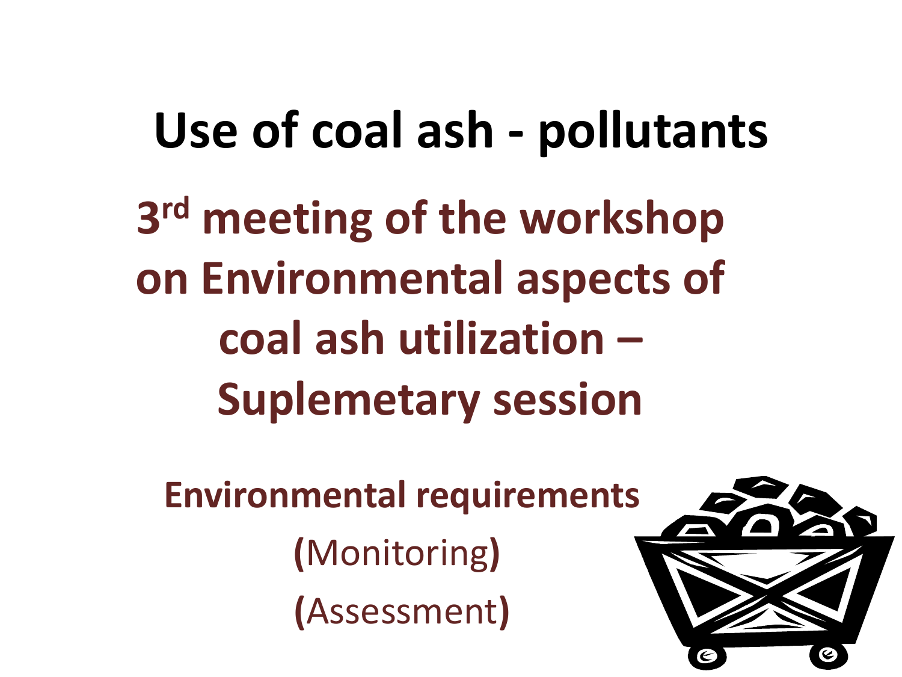# Use of coal ash - pollutants

## 3rd meeting of the workshop on Environmental aspects of coal ash utilization – Suplemetary session

**Environmental requirements**

**(**Monitoring**)**

**(**Assessment**)**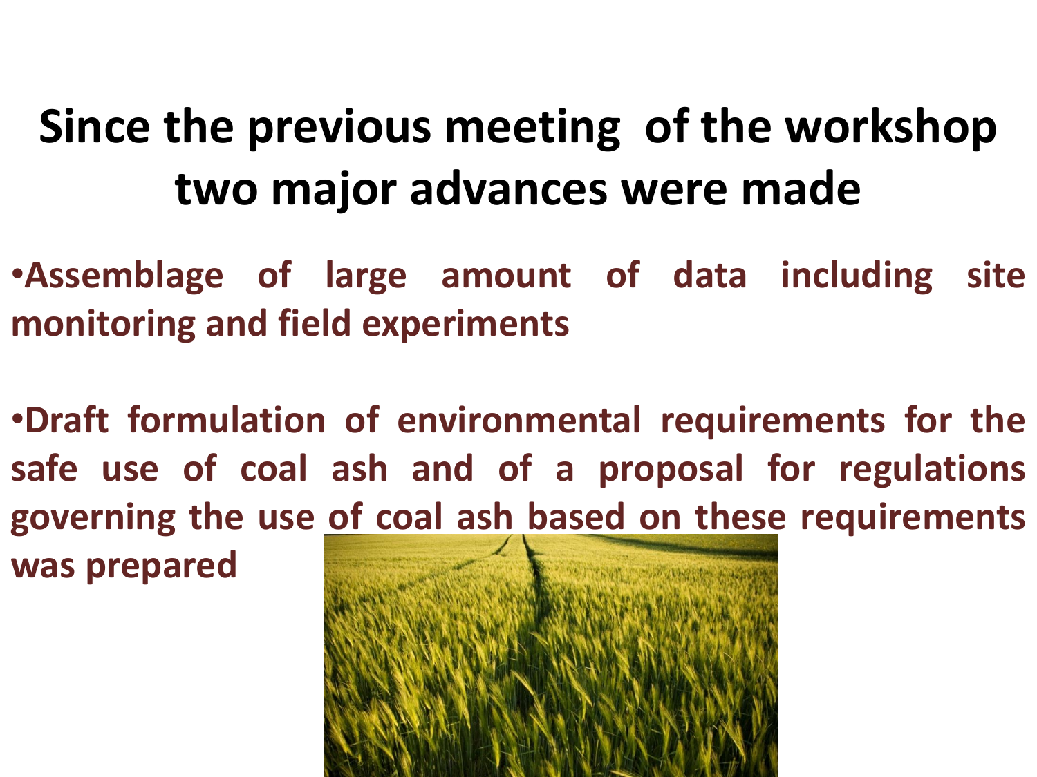# Since the previous meeting of the workshop two major advances were made

- **Assemblage of large amount of data including site monitoring and field experiments**

- **Draft formulation of environmental requirements for the safe use of coal ash and of a proposal for regulations governing the use of coal ash based on these requirements was prepared**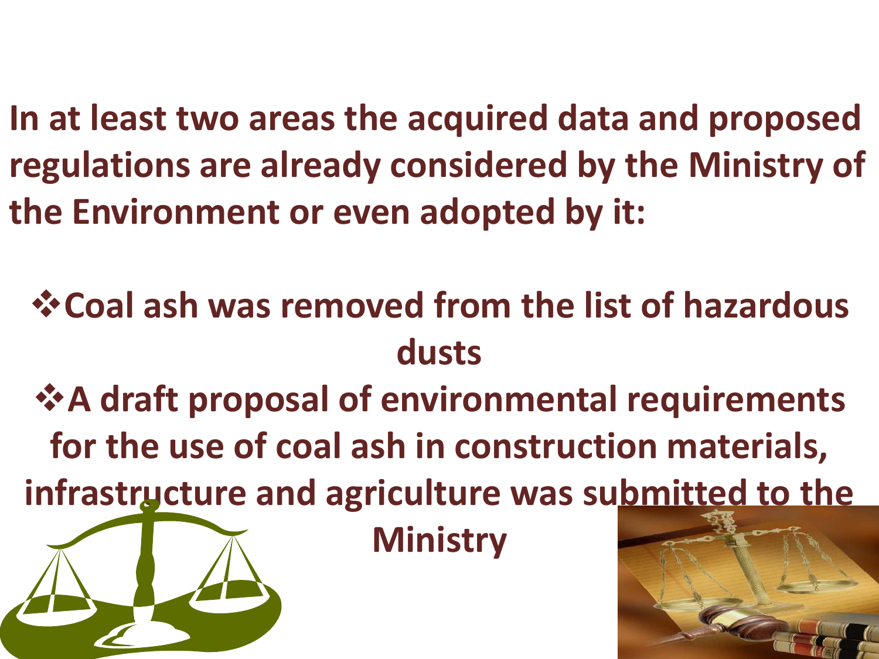**In at least two areas the acquired data and proposed regulations are already considered by the Ministry of the Environment or even adopted by it:**

- **Coal ash was removed from the list of hazardous dusts**
- **A draft proposal of environmental requirements for the use of coal ash in construction materials, infrastructure and agriculture was submitted to the Ministry**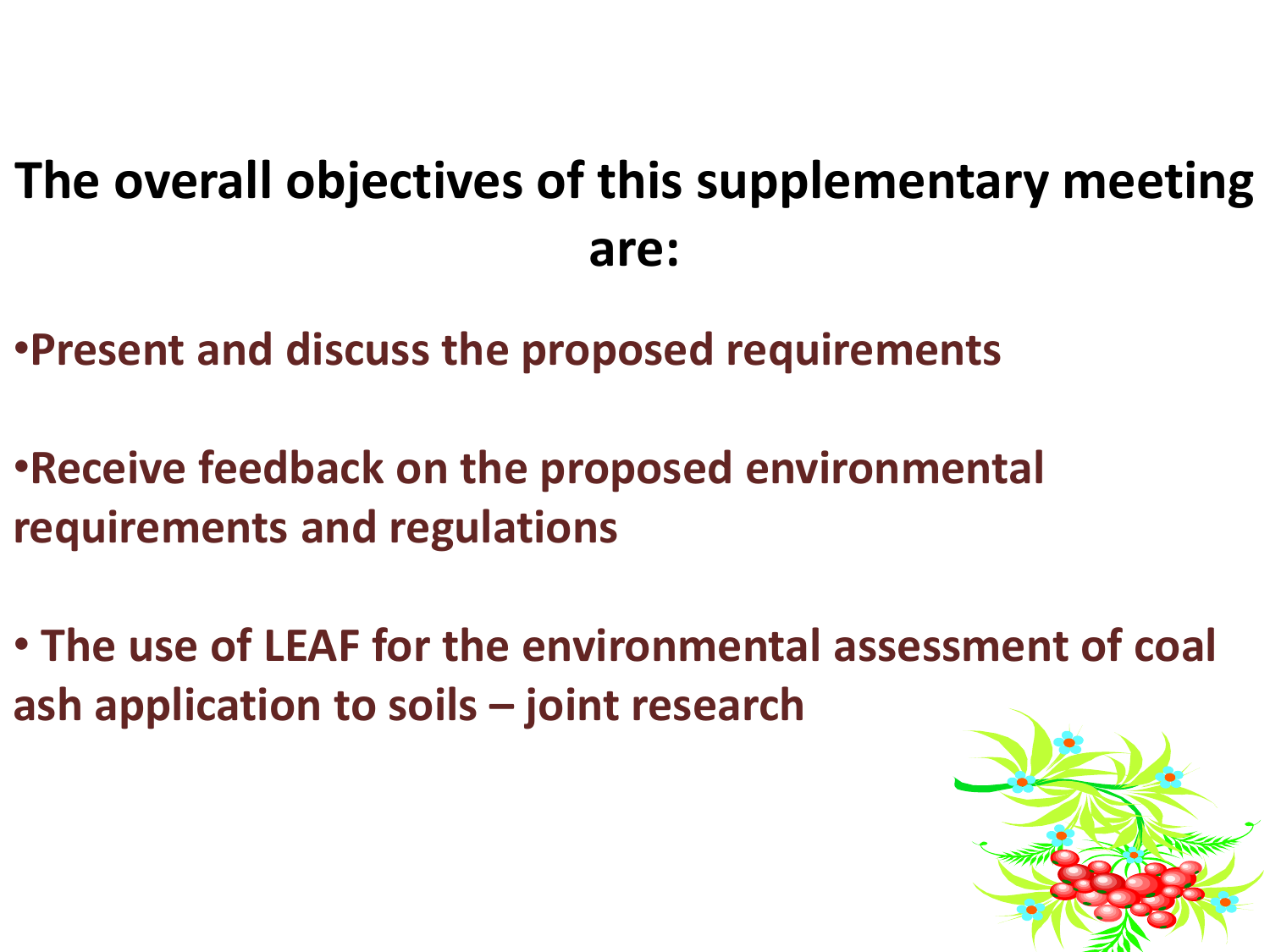## The overall objectives of this supplementary meeting are:

- **Present and discuss the proposed requirements**
- **Receive feedback on the proposed environmental requirements and regulations**
- **The use of LEAF for the environmental assessment of coal ash application to soils – joint research**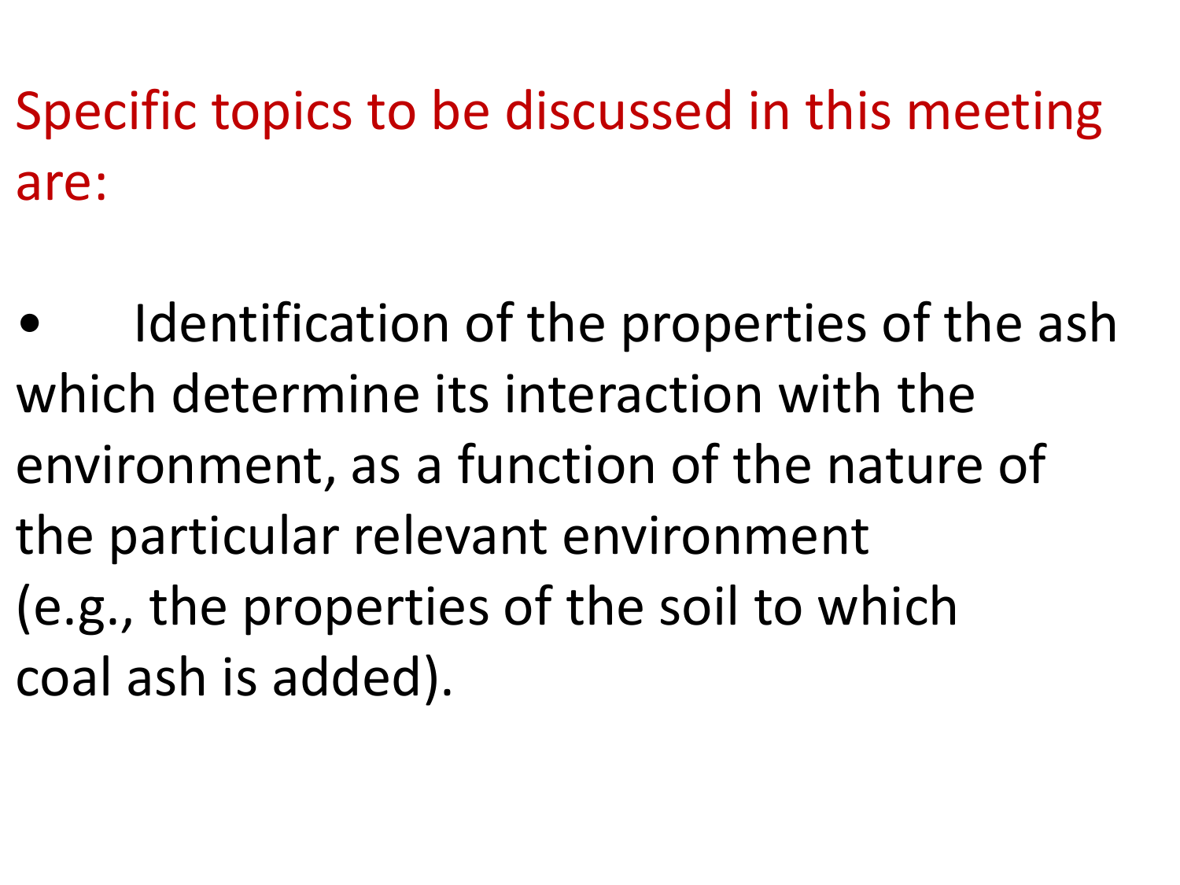## Specific topics to be discussed in this meeting are:

- Identification of the properties of the ash which determine its interaction with the environment, as a function of the nature of the particular relevant environment (e.g., the properties of the soil to which coal ash is added).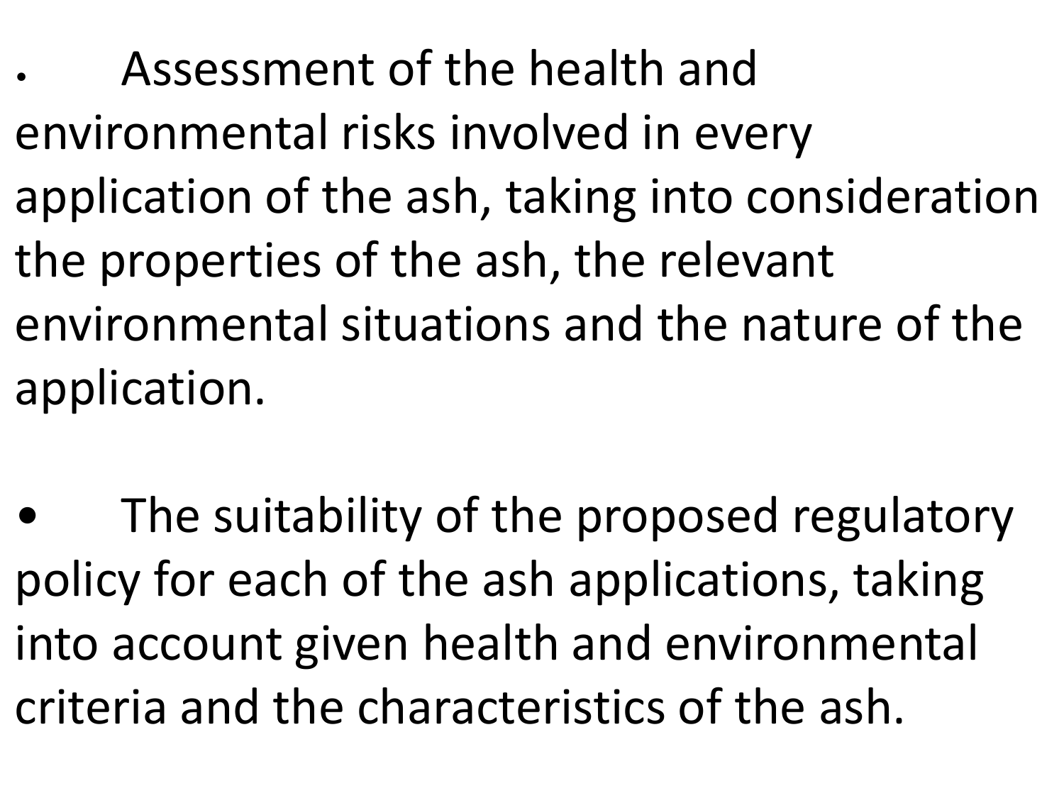- Assessment of the health and environmental risks involved in every application of the ash, taking into consideration the properties of the ash, the relevant environmental situations and the nature of the application.

- The suitability of the proposed regulatory policy for each of the ash applications, taking into account given health and environmental criteria and the characteristics of the ash.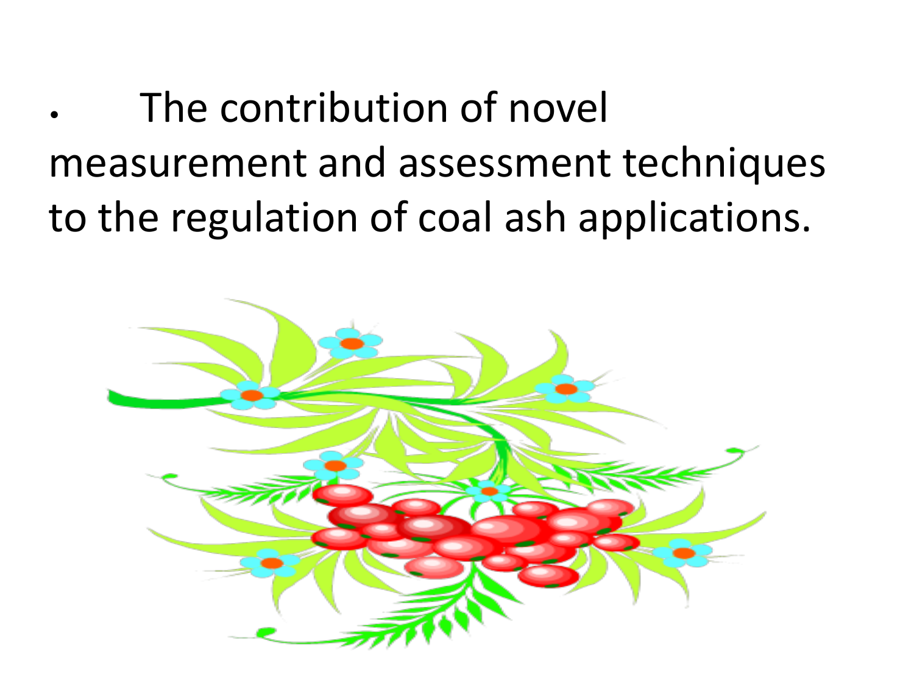- The contribution of novel measurement and assessment techniques to the regulation of coal ash applications.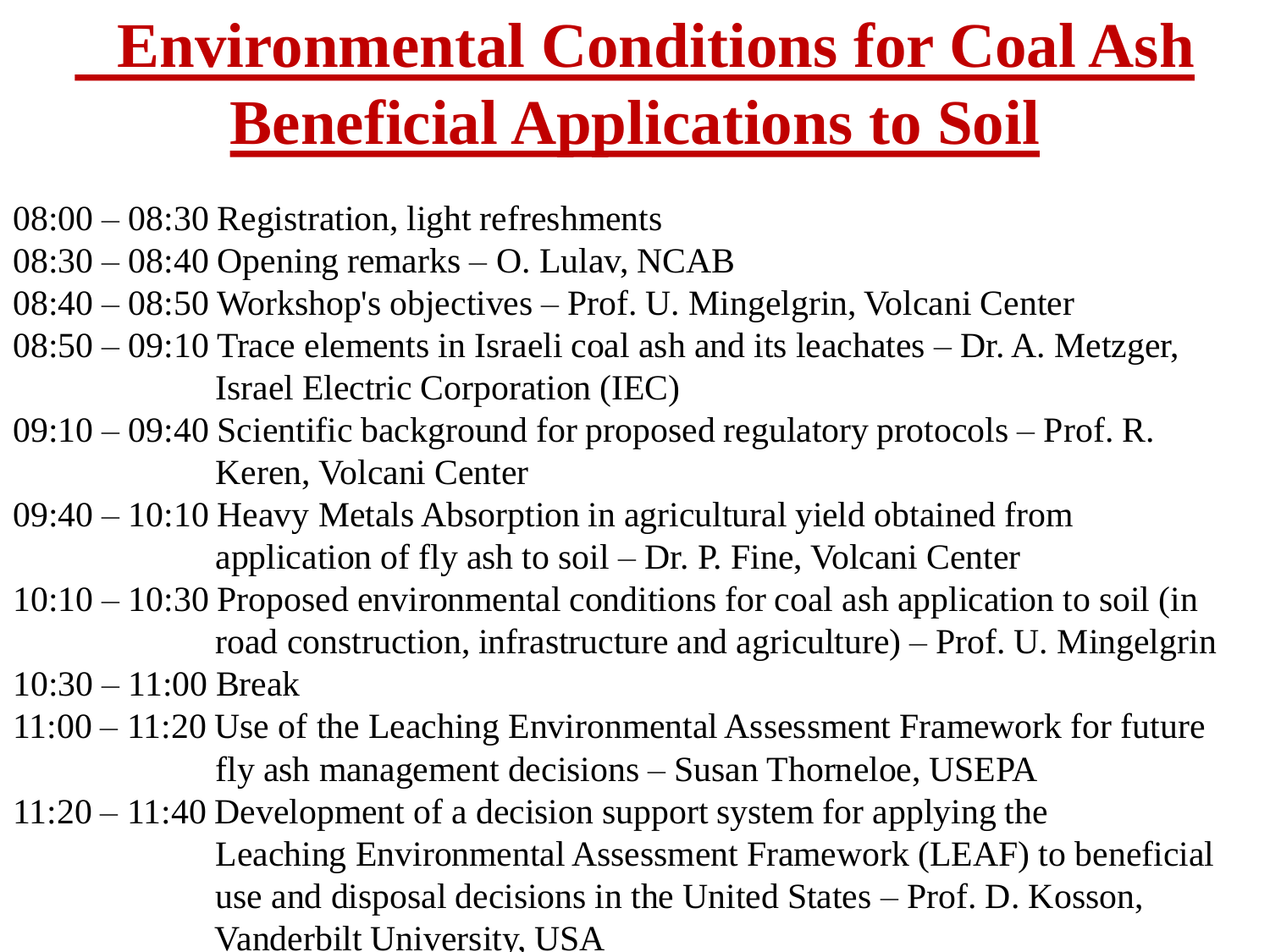# Environmental Conditions for Coal Ash Beneficial Applications to Soil

08:00 – 08:30 Registration, light refreshments

08:30 – 08:40 Opening remarks – O. Lulav, NCAB

08:40 – 08:50 Workshop's objectives – Prof. U. Mingelgrin, Volcani Center

08:50 – 09:10 Trace elements in Israeli coal ash and its leachates – Dr. A. Metzger, Israel Electric Corporation (IEC)

09:10 – 09:40 Scientific background for proposed regulatory protocols – Prof. R. Keren, Volcani Center

09:40 – 10:10 Heavy Metals Absorption in agricultural yield obtained from application of fly ash to soil – Dr. P. Fine, Volcani Center

10:10 – 10:30 Proposed environmental conditions for coal ash application to soil (in road construction, infrastructure and agriculture) – Prof. U. Mingelgrin

10:30 – 11:00 Break

11:00 – 11:20 Use of the Leaching Environmental Assessment Framework for future fly ash management decisions – Susan Thorneloe, USEPA

11:20 – 11:40 Development of a decision support system for applying the Leaching Environmental Assessment Framework (LEAF) to beneficial use and disposal decisions in the United States – Prof. D. Kosson, Vanderbilt University, USA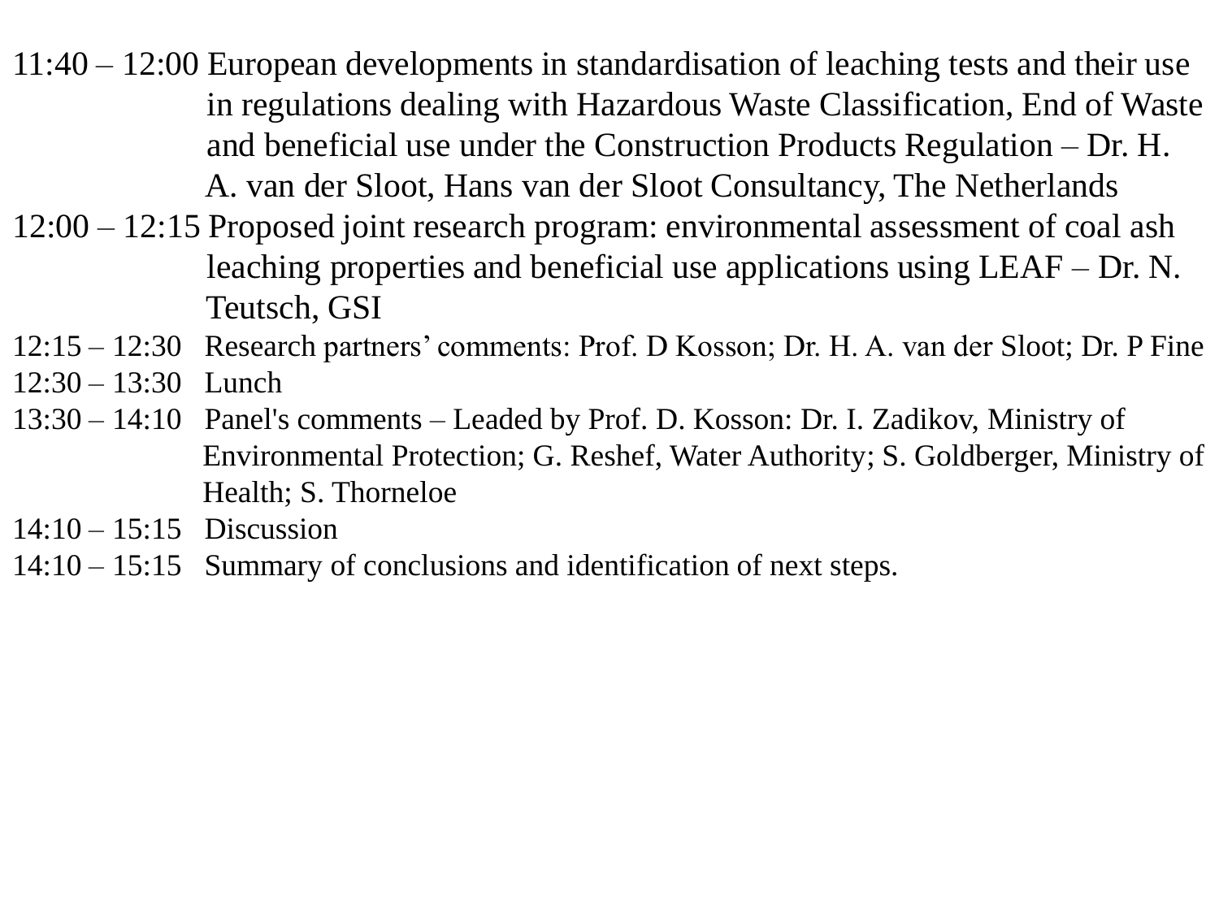11:40 – 12:00 European developments in standardisation of leaching tests and their use in regulations dealing with Hazardous Waste Classification, End of Waste and beneficial use under the Construction Products Regulation – Dr. H. A. van der Sloot, Hans van der Sloot Consultancy, The Netherlands

12:00 – 12:15 Proposed joint research program: environmental assessment of coal ash leaching properties and beneficial use applications using LEAF – Dr. N. Teutsch, GSI

12:15 – 12:30 Research partners' comments: Prof. D Kosson; Dr. H. A. van der Sloot; Dr. P Fine

12:30 – 13:30 Lunch

13:30 – 14:10 Panel's comments – Leaded by Prof. D. Kosson: Dr. I. Zadikov, Ministry of Environmental Protection; G. Reshef, Water Authority; S. Goldberger, Ministry of Health; S. Thorneloe

14:10 – 15:15 Discussion

14:10 – 15:15 Summary of conclusions and identification of next steps.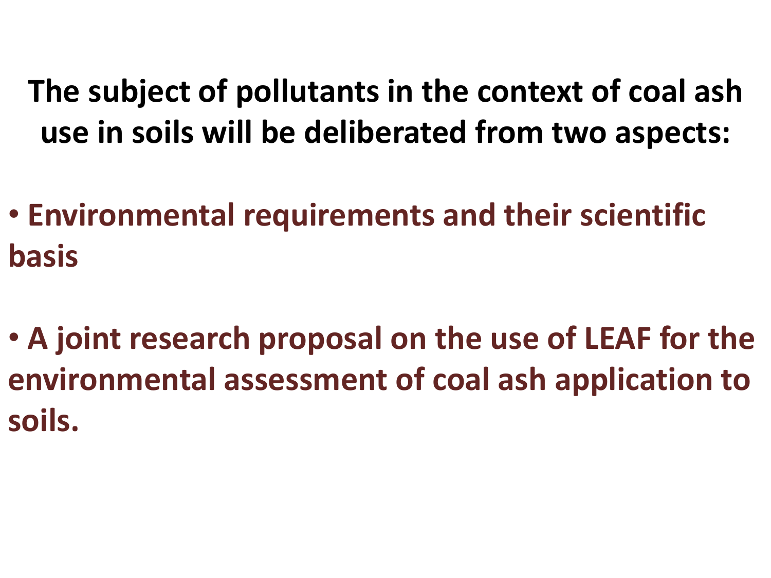**The subject of pollutants in the context of coal ash use in soils will be deliberated from two aspects:**

- **Environmental requirements and their scientific basis**
- **A joint research proposal on the use of LEAF for the environmental assessment of coal ash application to soils.**